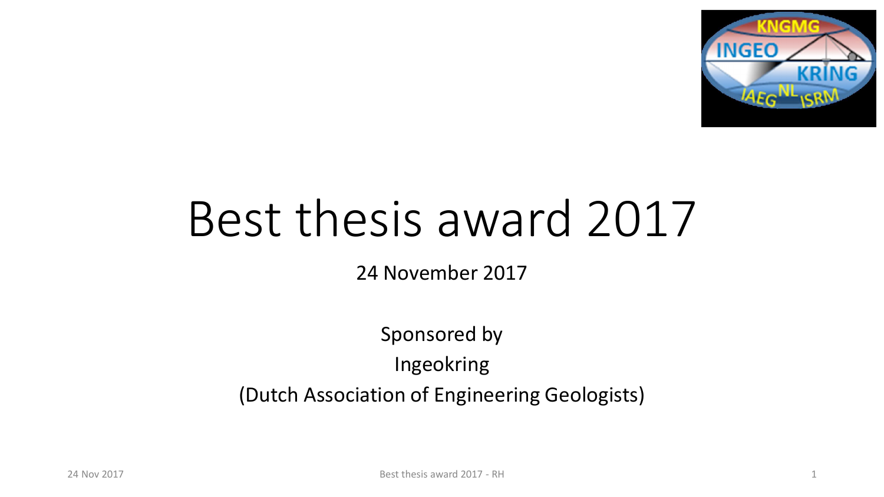# Best thesis award 2017

24 November 2017

Sponsored by

Ingeokring

(Dutch Association of Engineering Geologists)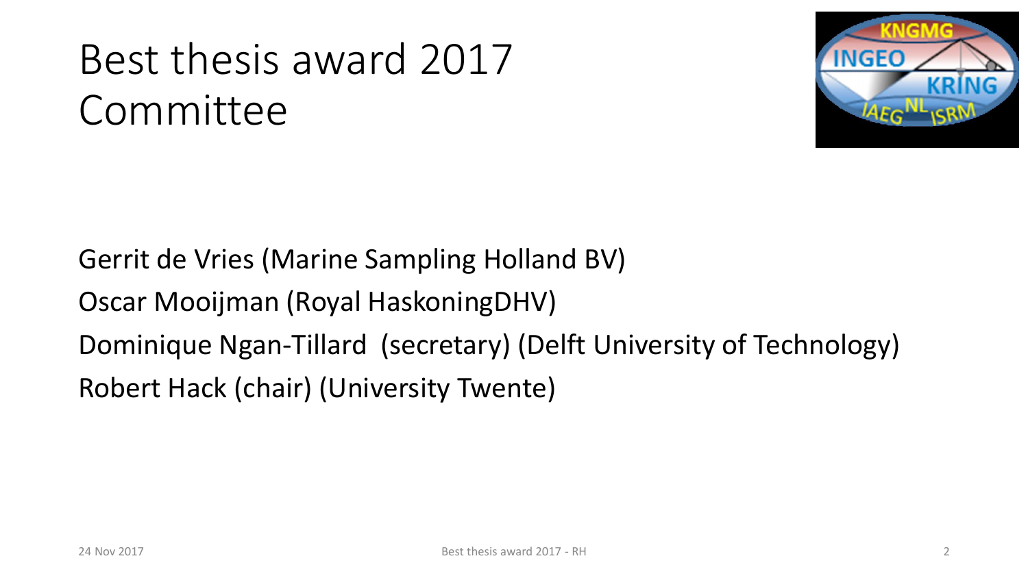# Best thesis award 2017 Committee

Gerrit de Vries (Marine Sampling Holland BV)

Oscar Mooijman (Royal HaskoningDHV)

Dominique Ngan-Tillard (secretary) (Delft University of Technology)

Robert Hack (chair) (University Twente)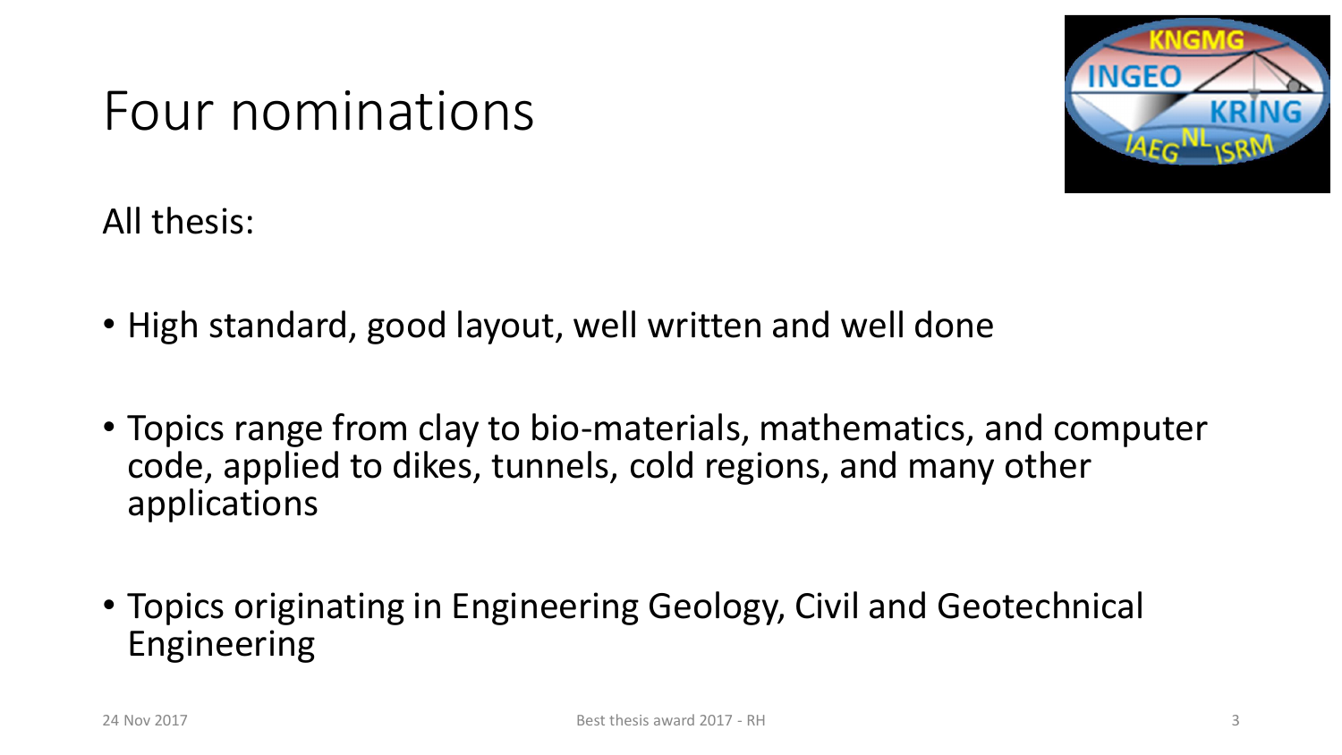# Four nominations

All thesis:

- High standard, good layout, well written and well done
- Topics range from clay to bio-materials, mathematics, and computer code, applied to dikes, tunnels, cold regions, and many other applications
- Topics originating in Engineering Geology, Civil and Geotechnical Engineering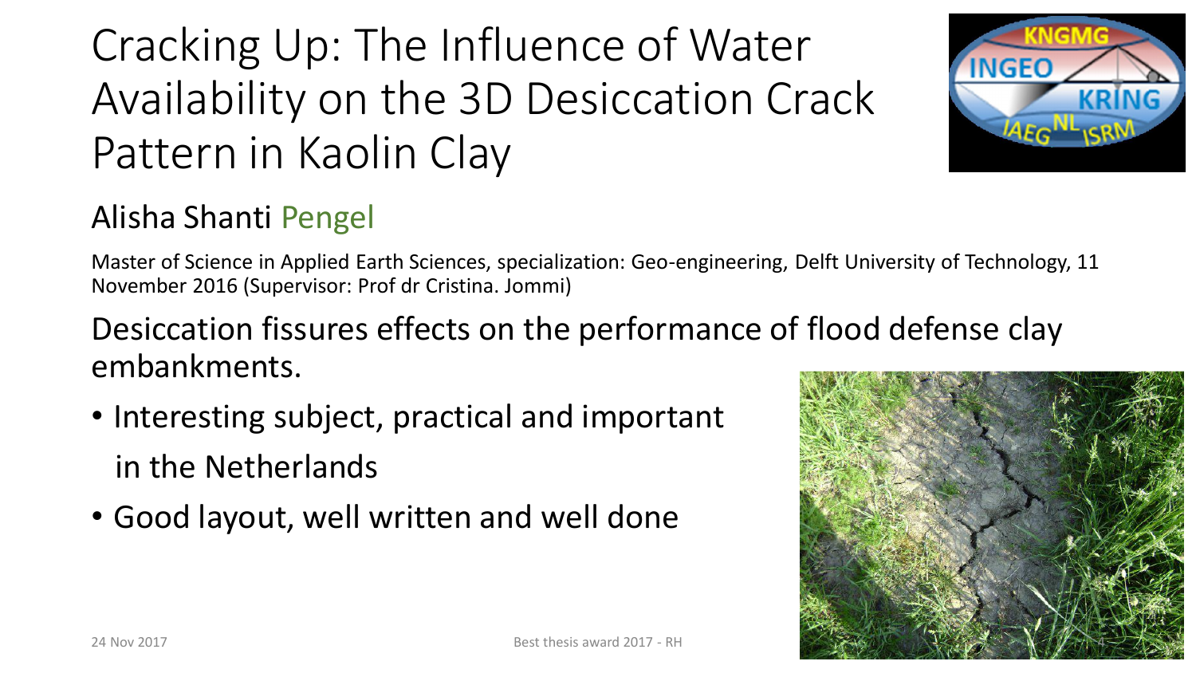# Cracking Up: The Influence of Water Availability on the 3D Desiccation Crack Pattern in Kaolin Clay

## Alisha Shanti Pengel

Master of Science in Applied Earth Sciences, specialization: Geo-engineering, Delft University of Technology, 11 November 2016 (Supervisor: Prof dr Cristina. Jommi)

Desiccation fissures effects on the performance of flood defense clay embankments.

- Interesting subject, practical and important in the Netherlands
- Good layout, well written and well done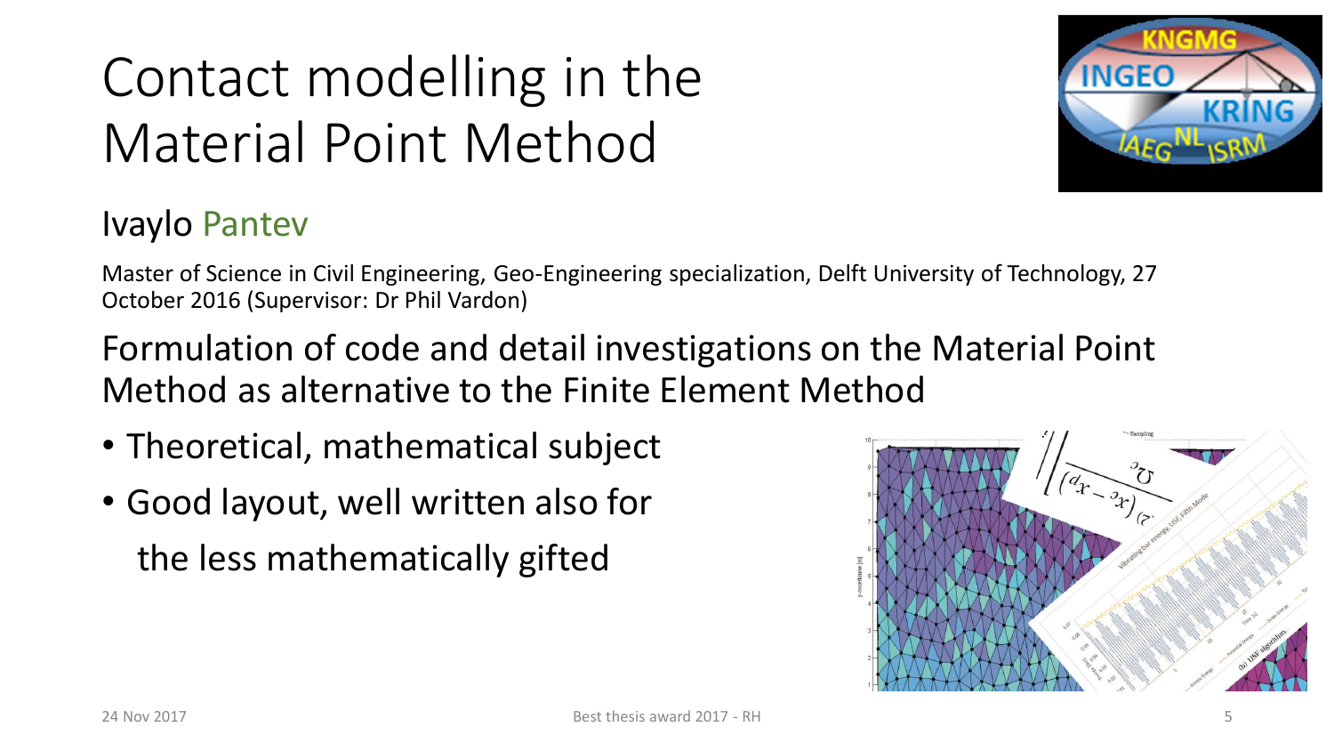# Contact modelling in the Material Point Method

Ivaylo Pantev

Master of Science in Civil Engineering, Geo-Engineering specialization, Delft University of Technology, 27 October 2016 (Supervisor: Dr Phil Vardon)

Formulation of code and detail investigations on the Material Point Method as alternative to the Finite Element Method

- Theoretical, mathematical subject
- Good layout, well written also for the less mathematically gifted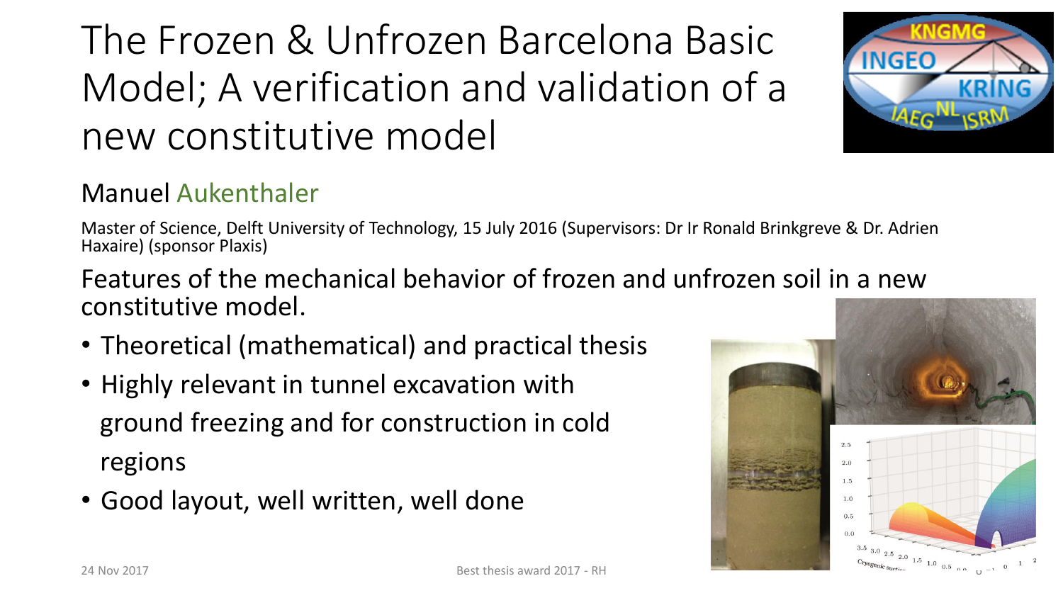# The Frozen & Unfrozen Barcelona Basic Model; A verification and validation of a new constitutive model

## Manuel Aukenthaler

Master of Science, Delft University of Technology, 15 July 2016 (Supervisors: Dr Ir Ronald Brinkgreve & Dr. Adrien Haxaire) (sponsor Plaxis)

Features of the mechanical behavior of frozen and unfrozen soil in a new constitutive model.

- Theoretical (mathematical) and practical thesis
- Highly relevant in tunnel excavation with ground freezing and for construction in cold regions
- Good layout, well written, well done

24 Nov 2017

Best thesis award 2017 - RH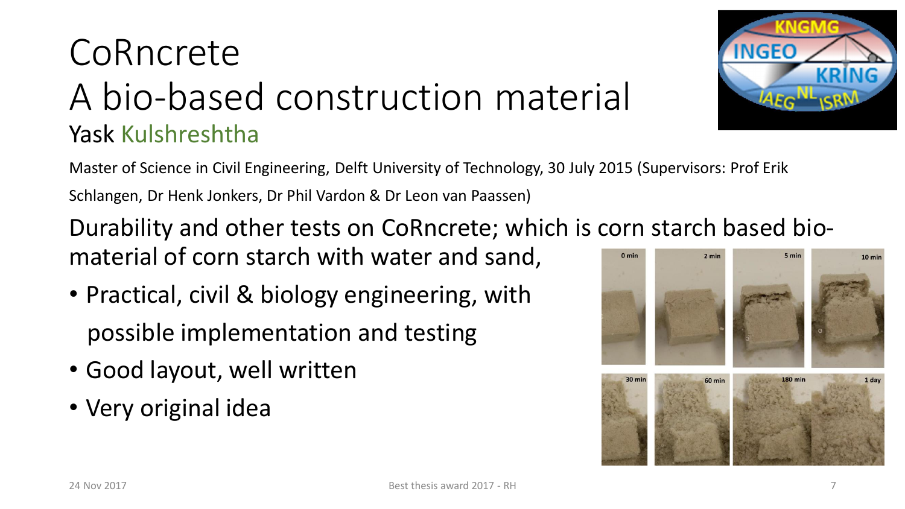# CoRncrete
# A bio-based construction material

## Yask Kulshreshtha

Master of Science in Civil Engineering, Delft University of Technology, 30 July 2015 (Supervisors: Prof Erik Schlangen, Dr Henk Jonkers, Dr Phil Vardon & Dr Leon van Paassen)

Durability and other tests on CoRncrete; which is corn starch based bio-material of corn starch with water and sand,

- Practical, civil & biology engineering, with possible implementation and testing
- Good layout, well written
- Very original idea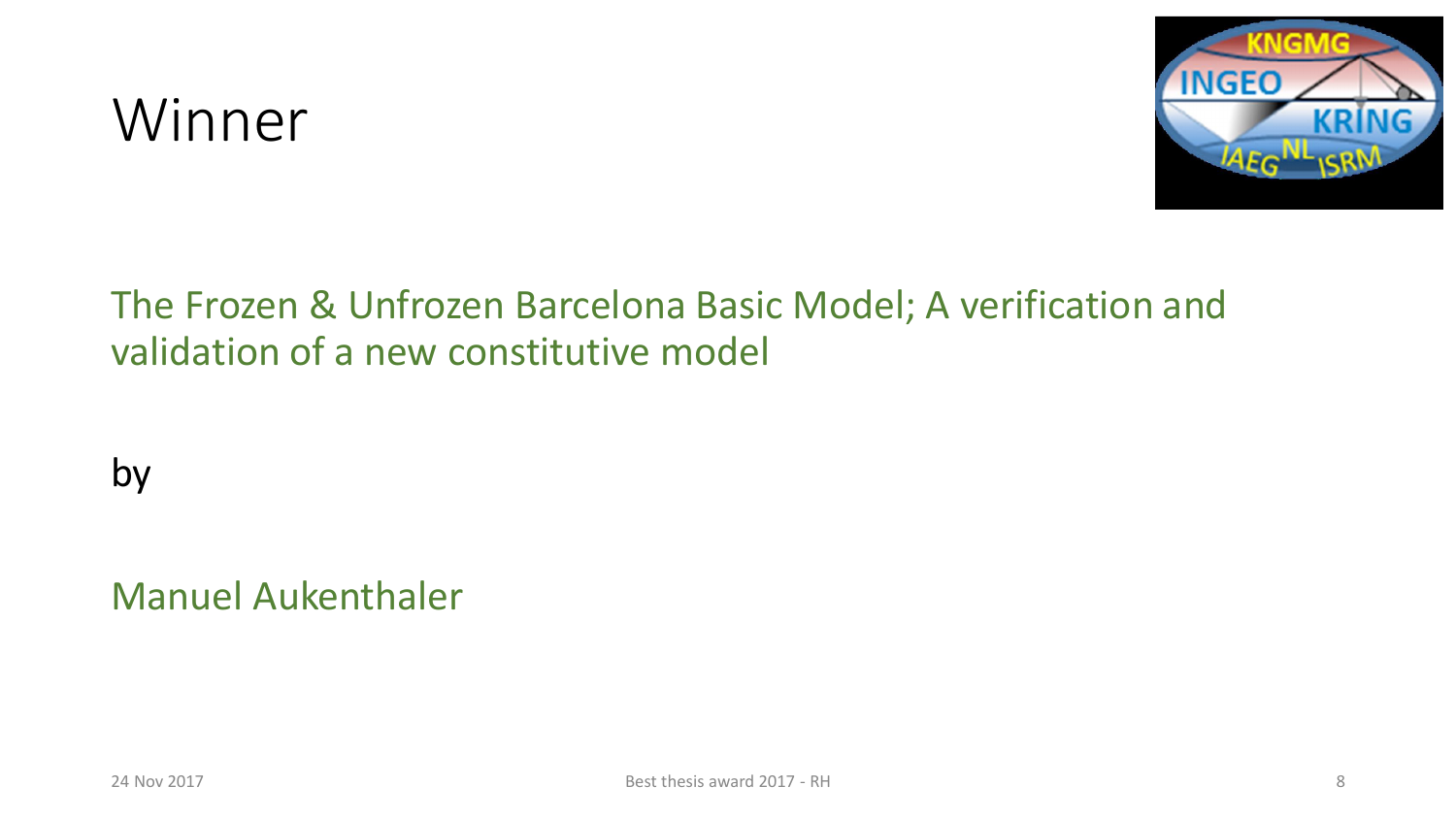# Winner

The Frozen & Unfrozen Barcelona Basic Model; A verification and validation of a new constitutive model

by

Manuel Aukenthaler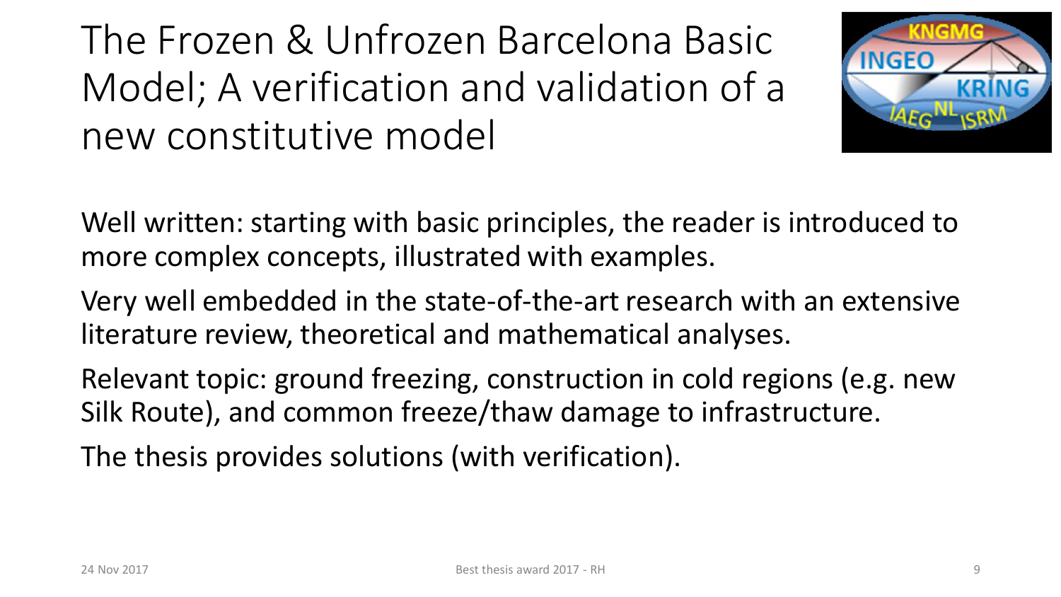# The Frozen & Unfrozen Barcelona Basic Model; A verification and validation of a new constitutive model

Well written: starting with basic principles, the reader is introduced to more complex concepts, illustrated with examples.

Very well embedded in the state-of-the-art research with an extensive literature review, theoretical and mathematical analyses.

Relevant topic: ground freezing, construction in cold regions (e.g. new Silk Route), and common freeze/thaw damage to infrastructure.

The thesis provides solutions (with verification).